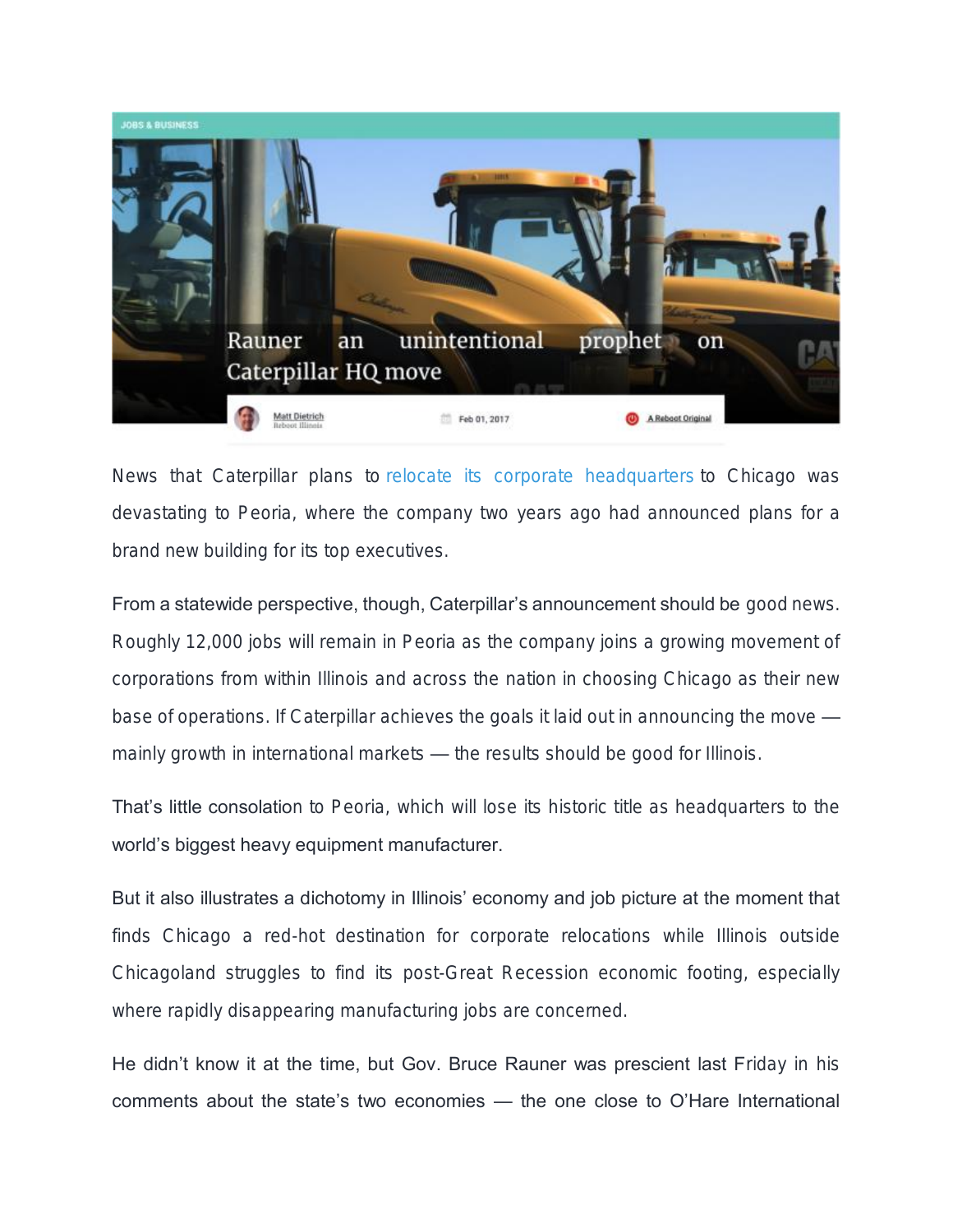JOBS & BUSINESS

# Rauner an unintentional prophet on Caterpillar HQ move

Matt Dietrich
Reboot Illinois

Feb 01, 2017

A Reboot Original

News that Caterpillar plans to relocate its corporate headquarters to Chicago was devastating to Peoria, where the company two years ago had announced plans for a brand new building for its top executives.

From a statewide perspective, though, Caterpillar's announcement should be good news. Roughly 12,000 jobs will remain in Peoria as the company joins a growing movement of corporations from within Illinois and across the nation in choosing Chicago as their new base of operations. If Caterpillar achieves the goals it laid out in announcing the move — mainly growth in international markets — the results should be good for Illinois.

That's little consolation to Peoria, which will lose its historic title as headquarters to the world's biggest heavy equipment manufacturer.

But it also illustrates a dichotomy in Illinois' economy and job picture at the moment that finds Chicago a red-hot destination for corporate relocations while Illinois outside Chicagoland struggles to find its post-Great Recession economic footing, especially where rapidly disappearing manufacturing jobs are concerned.

He didn't know it at the time, but Gov. Bruce Rauner was prescient last Friday in his comments about the state's two economies — the one close to O'Hare International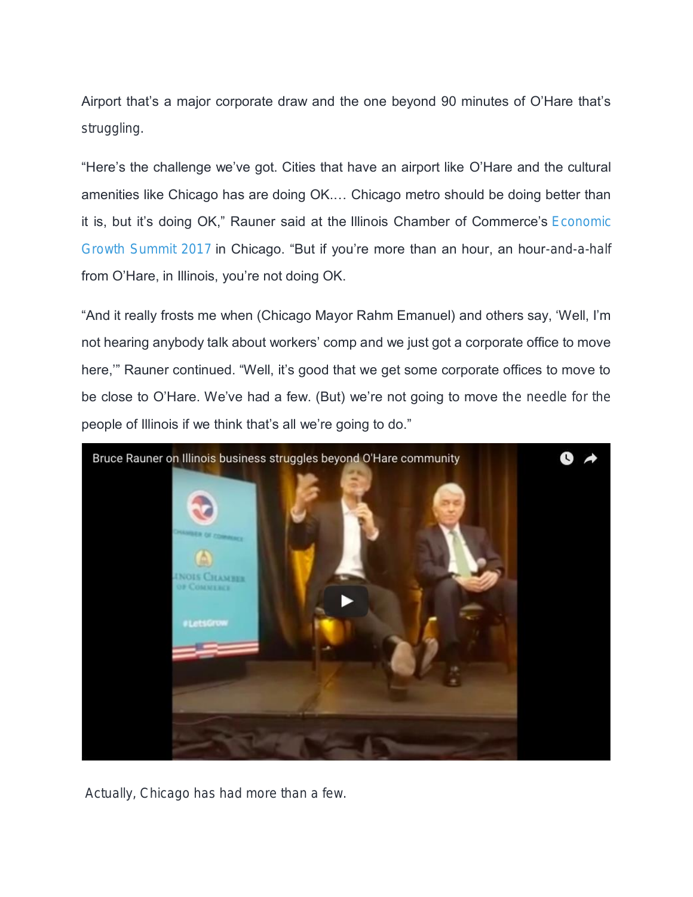Airport that's a major corporate draw and the one beyond 90 minutes of O'Hare that's struggling.

"Here's the challenge we've got. Cities that have an airport like O'Hare and the cultural amenities like Chicago has are doing OK.... Chicago metro should be doing better than it is, but it's doing OK," Rauner said at the Illinois Chamber of Commerce's Economic Growth Summit 2017 in Chicago. "But if you're more than an hour, an hour-and-a-half from O'Hare, in Illinois, you're not doing OK.

"And it really frosts me when (Chicago Mayor Rahm Emanuel) and others say, 'Well, I'm not hearing anybody talk about workers' comp and we just got a corporate office to move here,'" Rauner continued. "Well, it's good that we get some corporate offices to move to be close to O'Hare. We've had a few. (But) we're not going to move the needle for the people of Illinois if we think that's all we're going to do."

Bruce Rauner on Illinois business struggles beyond O'Hare community

Actually, Chicago has had more than a few.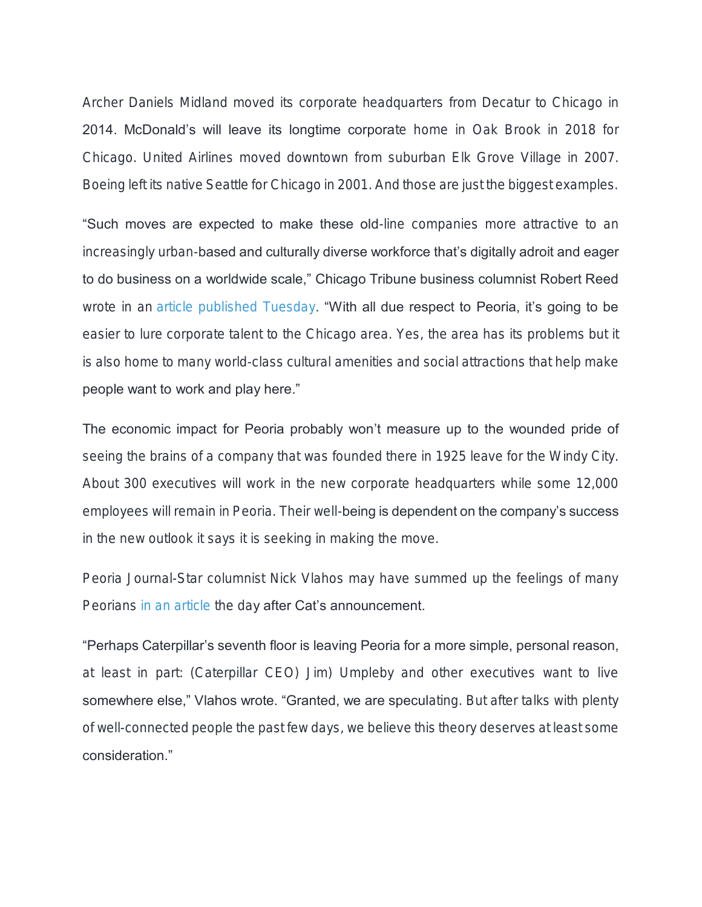Archer Daniels Midland moved its corporate headquarters from Decatur to Chicago in 2014. McDonald's will leave its longtime corporate home in Oak Brook in 2018 for Chicago. United Airlines moved downtown from suburban Elk Grove Village in 2007. Boeing left its native Seattle for Chicago in 2001. And those are just the biggest examples.

"Such moves are expected to make these old-line companies more attractive to an increasingly urban-based and culturally diverse workforce that's digitally adroit and eager to do business on a worldwide scale," Chicago Tribune business columnist Robert Reed wrote in an article published Tuesday. "With all due respect to Peoria, it's going to be easier to lure corporate talent to the Chicago area. Yes, the area has its problems but it is also home to many world-class cultural amenities and social attractions that help make people want to work and play here."

The economic impact for Peoria probably won't measure up to the wounded pride of seeing the brains of a company that was founded there in 1925 leave for the Windy City. About 300 executives will work in the new corporate headquarters while some 12,000 employees will remain in Peoria. Their well-being is dependent on the company's success in the new outlook it says it is seeking in making the move.

Peoria Journal-Star columnist Nick Vlahos may have summed up the feelings of many Peorians in an article the day after Cat's announcement.

"Perhaps Caterpillar's seventh floor is leaving Peoria for a more simple, personal reason, at least in part: (Caterpillar CEO) Jim) Umpleby and other executives want to live somewhere else," Vlahos wrote. "Granted, we are speculating. But after talks with plenty of well-connected people the past few days, we believe this theory deserves at least some consideration."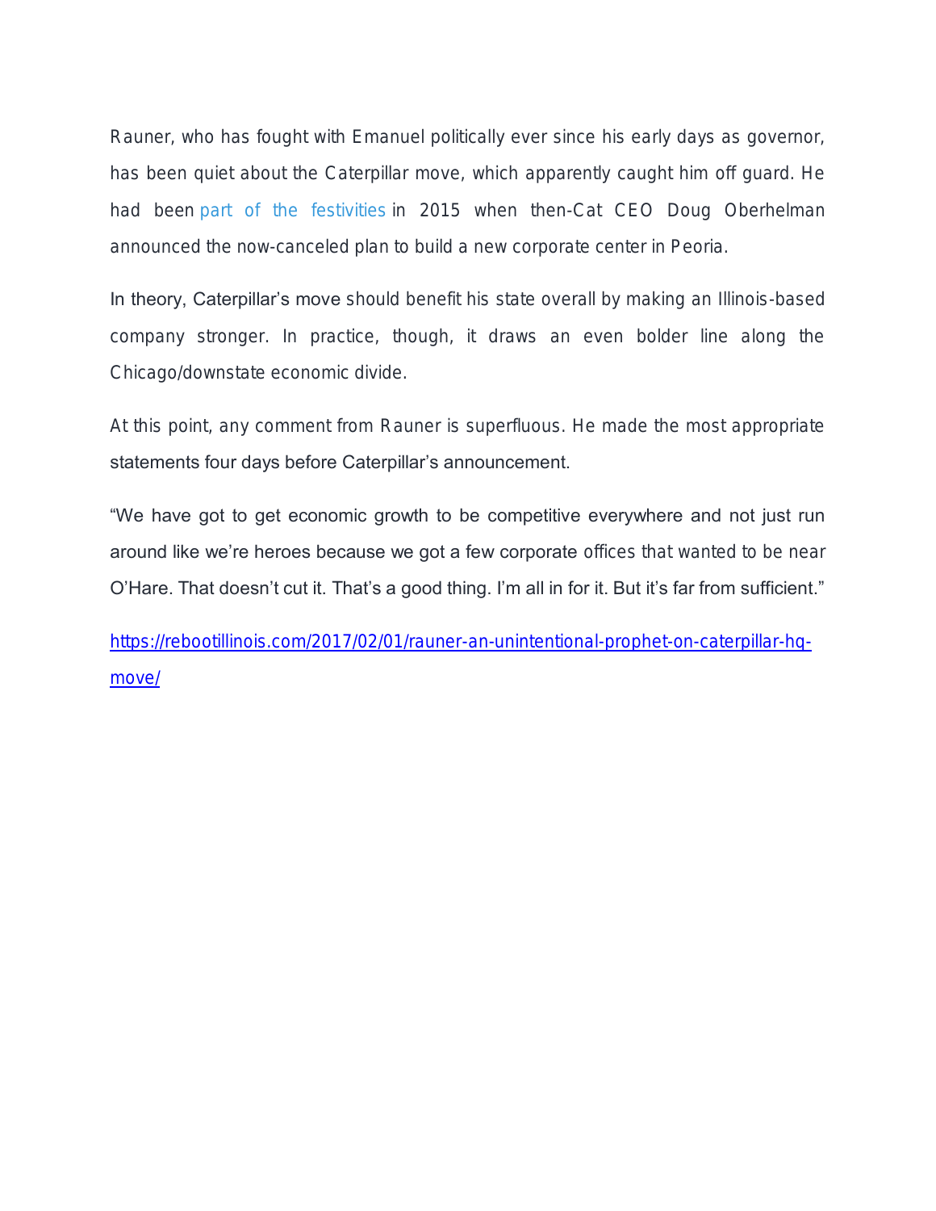Rauner, who has fought with Emanuel politically ever since his early days as governor, has been quiet about the Caterpillar move, which apparently caught him off guard. He had been part of the festivities in 2015 when then-Cat CEO Doug Oberhelman announced the now-canceled plan to build a new corporate center in Peoria.

In theory, Caterpillar's move should benefit his state overall by making an Illinois-based company stronger. In practice, though, it draws an even bolder line along the Chicago/downstate economic divide.

At this point, any comment from Rauner is superfluous. He made the most appropriate statements four days before Caterpillar's announcement.

"We have got to get economic growth to be competitive everywhere and not just run around like we're heroes because we got a few corporate offices that wanted to be near O'Hare. That doesn't cut it. That's a good thing. I'm all in for it. But it's far from sufficient."

https://rebootillinois.com/2017/02/01/rauner-an-unintentional-prophet-on-caterpillar-hq-move/